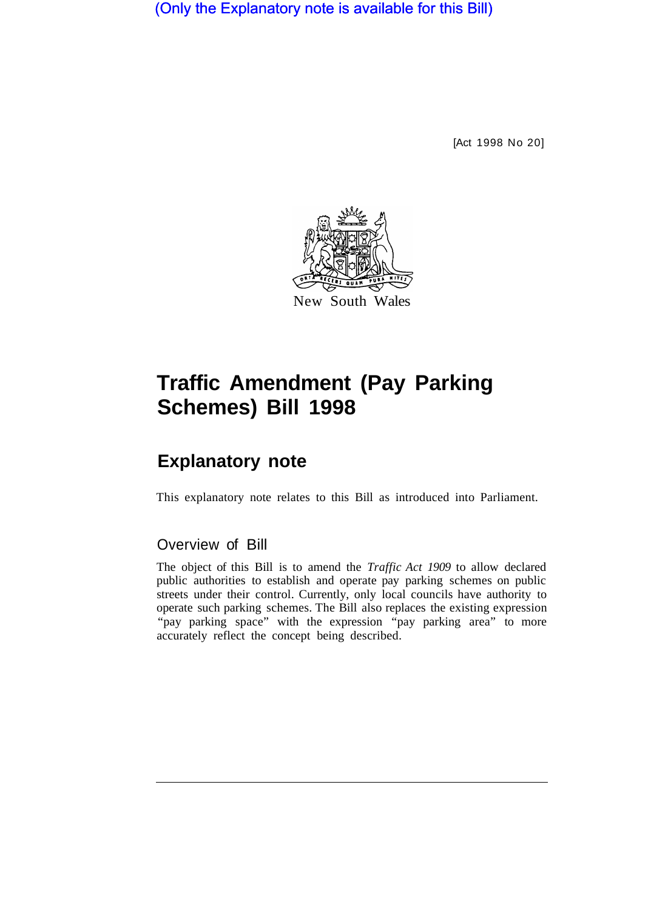(Only the Explanatory note is available for this Bill)

[Act 1998 No 20]

New South Wales

# Traffic Amendment (Pay Parking Schemes) Bill 1998

## Explanatory note

This explanatory note relates to this Bill as introduced into Parliament.

### Overview of Bill

The object of this Bill is to amend the *Traffic Act 1909* to allow declared public authorities to establish and operate pay parking schemes on public streets under their control. Currently, only local councils have authority to operate such parking schemes. The Bill also replaces the existing expression "pay parking space" with the expression "pay parking area" to more accurately reflect the concept being described.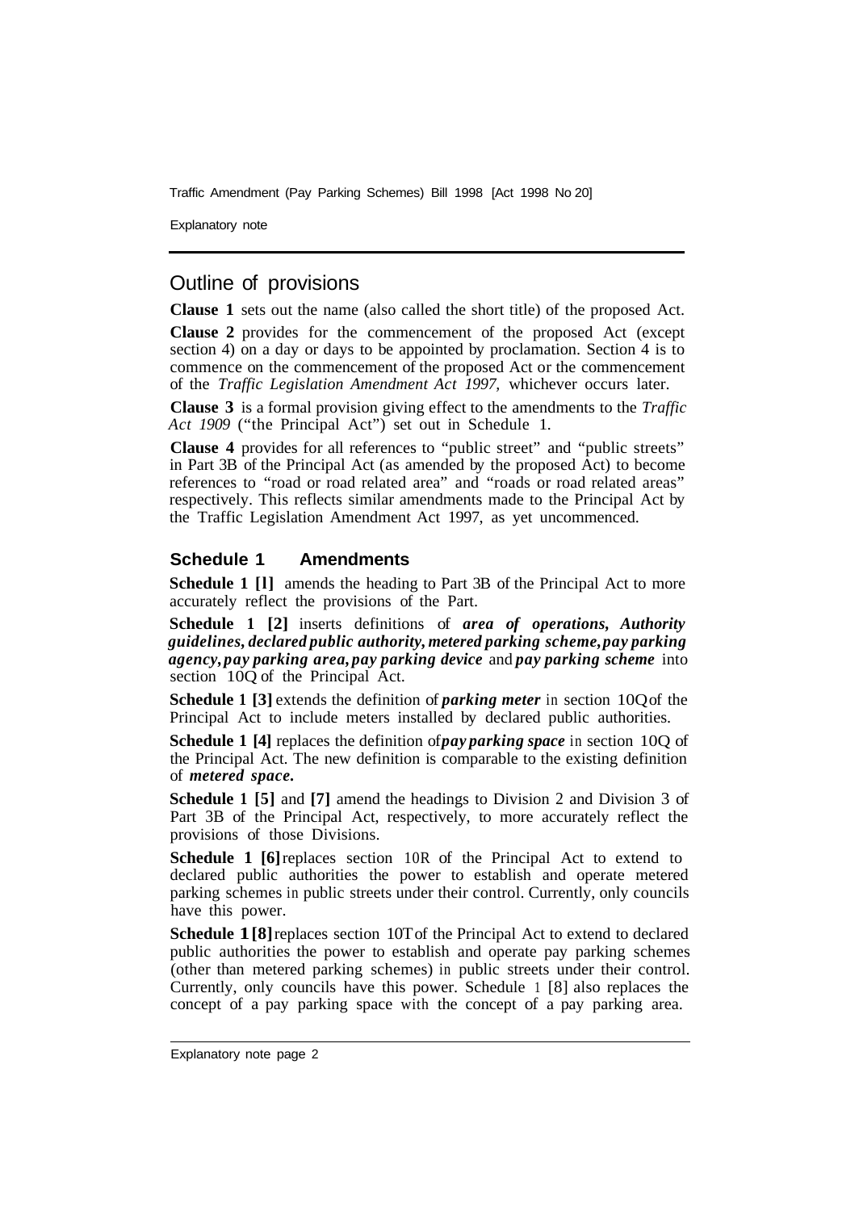## Outline of provisions

**Clause 1** sets out the name (also called the short title) of the proposed Act.

**Clause 2** provides for the commencement of the proposed Act (except section 4) on a day or days to be appointed by proclamation. Section 4 is to commence on the commencement of the proposed Act or the commencement of the *Traffic Legislation Amendment Act 1997,* whichever occurs later.

**Clause 3** is a formal provision giving effect to the amendments to the *Traffic Act 1909* ("the Principal Act") set out in Schedule 1.

**Clause 4** provides for all references to "public street" and "public streets" in Part 3B of the Principal Act (as amended by the proposed Act) to become references to "road or road related area" and "roads or road related areas" respectively. This reflects similar amendments made to the Principal Act by the Traffic Legislation Amendment Act 1997, as yet uncommenced.

### Schedule 1 Amendments

**Schedule 1 [1]** amends the heading to Part 3B of the Principal Act to more accurately reflect the provisions of the Part.

**Schedule 1 [2]** inserts definitions of ***area of operations, Authority guidelines, declared public authority, metered parking scheme, pay parking agency, pay parking area, pay parking device*** and ***pay parking scheme*** into section 10Q of the Principal Act.

**Schedule 1 [3]** extends the definition of ***parking meter*** in section 10Q of the Principal Act to include meters installed by declared public authorities.

**Schedule 1 [4]** replaces the definition of ***pay parking space*** in section 10Q of the Principal Act. The new definition is comparable to the existing definition of ***metered space.***

**Schedule 1 [5]** and **[7]** amend the headings to Division 2 and Division 3 of Part 3B of the Principal Act, respectively, to more accurately reflect the provisions of those Divisions.

**Schedule 1 [6]** replaces section 10R of the Principal Act to extend to declared public authorities the power to establish and operate metered parking schemes in public streets under their control. Currently, only councils have this power.

**Schedule 1 [8]** replaces section 10T of the Principal Act to extend to declared public authorities the power to establish and operate pay parking schemes (other than metered parking schemes) in public streets under their control. Currently, only councils have this power. Schedule 1 [8] also replaces the concept of a pay parking space with the concept of a pay parking area.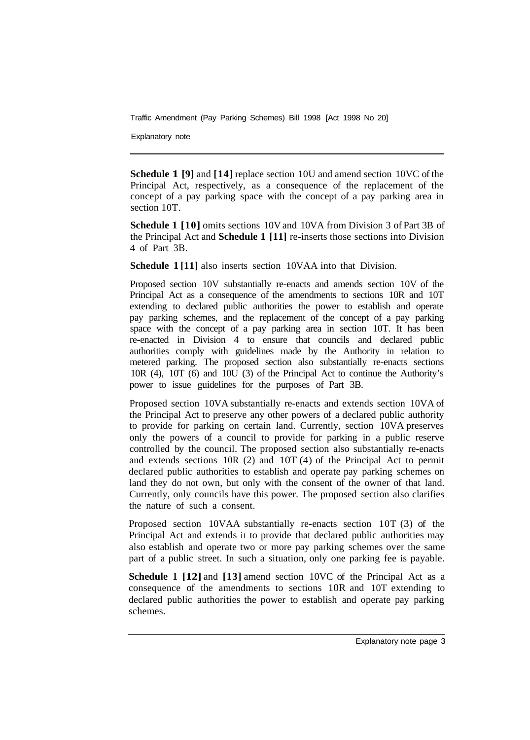**Schedule 1 [9]** and **[14]** replace section 10U and amend section 10VC of the Principal Act, respectively, as a consequence of the replacement of the concept of a pay parking space with the concept of a pay parking area in section 10T.

**Schedule 1 [10]** omits sections 10V and 10VA from Division 3 of Part 3B of the Principal Act and **Schedule 1 [11]** re-inserts those sections into Division 4 of Part 3B.

**Schedule 1 [11]** also inserts section 10VAA into that Division.

Proposed section 10V substantially re-enacts and amends section 10V of the Principal Act as a consequence of the amendments to sections 10R and 10T extending to declared public authorities the power to establish and operate pay parking schemes, and the replacement of the concept of a pay parking space with the concept of a pay parking area in section 10T. It has been re-enacted in Division 4 to ensure that councils and declared public authorities comply with guidelines made by the Authority in relation to metered parking. The proposed section also substantially re-enacts sections 10R (4), 10T (6) and 10U (3) of the Principal Act to continue the Authority's power to issue guidelines for the purposes of Part 3B.

Proposed section 10VA substantially re-enacts and extends section 10VA of the Principal Act to preserve any other powers of a declared public authority to provide for parking on certain land. Currently, section 10VA preserves only the powers of a council to provide for parking in a public reserve controlled by the council. The proposed section also substantially re-enacts and extends sections 10R (2) and 10T (4) of the Principal Act to permit declared public authorities to establish and operate pay parking schemes on land they do not own, but only with the consent of the owner of that land. Currently, only councils have this power. The proposed section also clarifies the nature of such a consent.

Proposed section 10VAA substantially re-enacts section 10T (3) of the Principal Act and extends it to provide that declared public authorities may also establish and operate two or more pay parking schemes over the same part of a public street. In such a situation, only one parking fee is payable.

**Schedule 1 [12]** and **[13]** amend section 10VC of the Principal Act as a consequence of the amendments to sections 10R and 10T extending to declared public authorities the power to establish and operate pay parking schemes.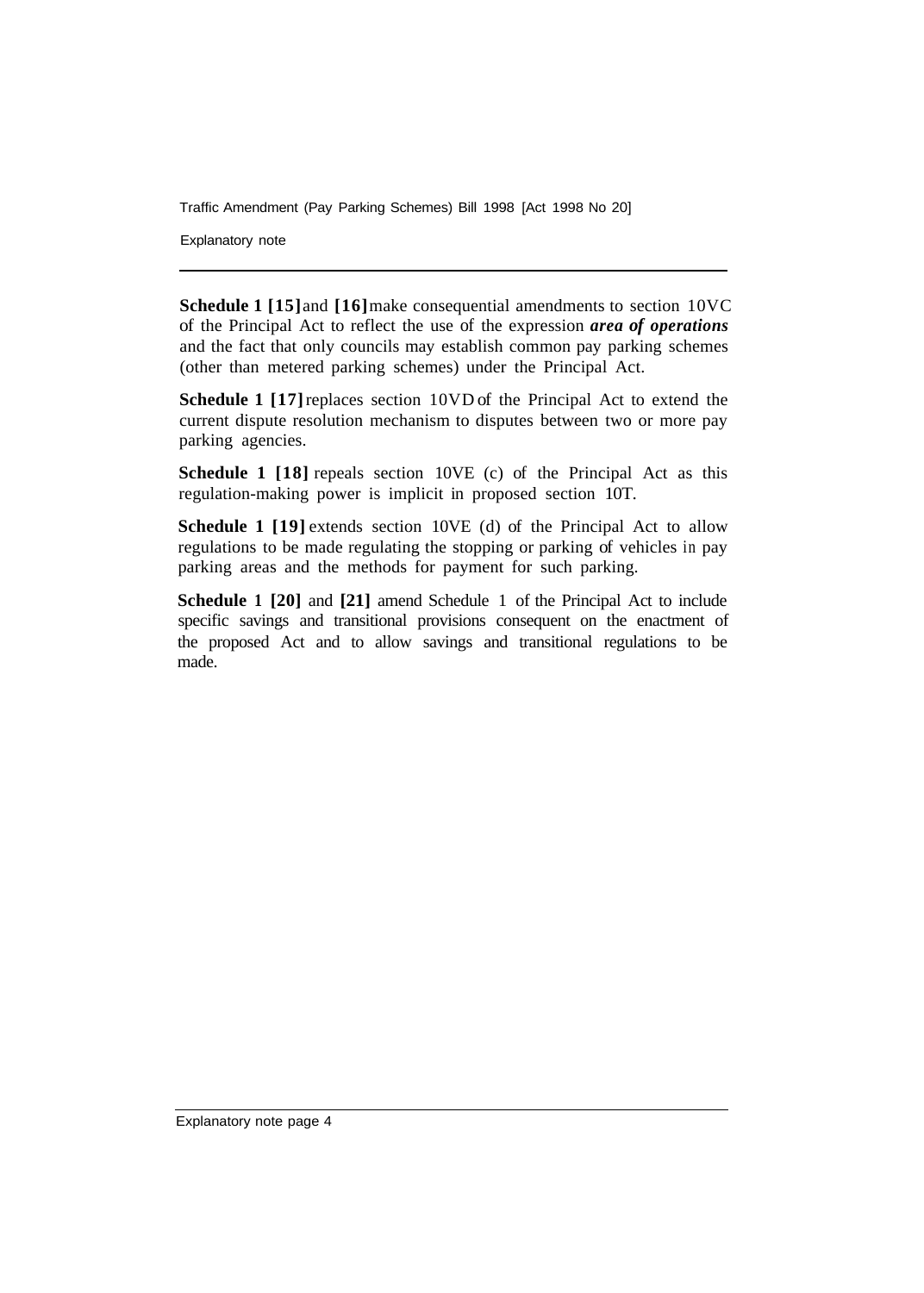**Schedule 1 [15]** and **[16]** make consequential amendments to section 10VC of the Principal Act to reflect the use of the expression ***area of operations*** and the fact that only councils may establish common pay parking schemes (other than metered parking schemes) under the Principal Act.

**Schedule 1 [17]** replaces section 10VD of the Principal Act to extend the current dispute resolution mechanism to disputes between two or more pay parking agencies.

**Schedule 1 [18]** repeals section 10VE (c) of the Principal Act as this regulation-making power is implicit in proposed section 10T.

**Schedule 1 [19]** extends section 10VE (d) of the Principal Act to allow regulations to be made regulating the stopping or parking of vehicles in pay parking areas and the methods for payment for such parking.

**Schedule 1 [20]** and **[21]** amend Schedule 1 of the Principal Act to include specific savings and transitional provisions consequent on the enactment of the proposed Act and to allow savings and transitional regulations to be made.